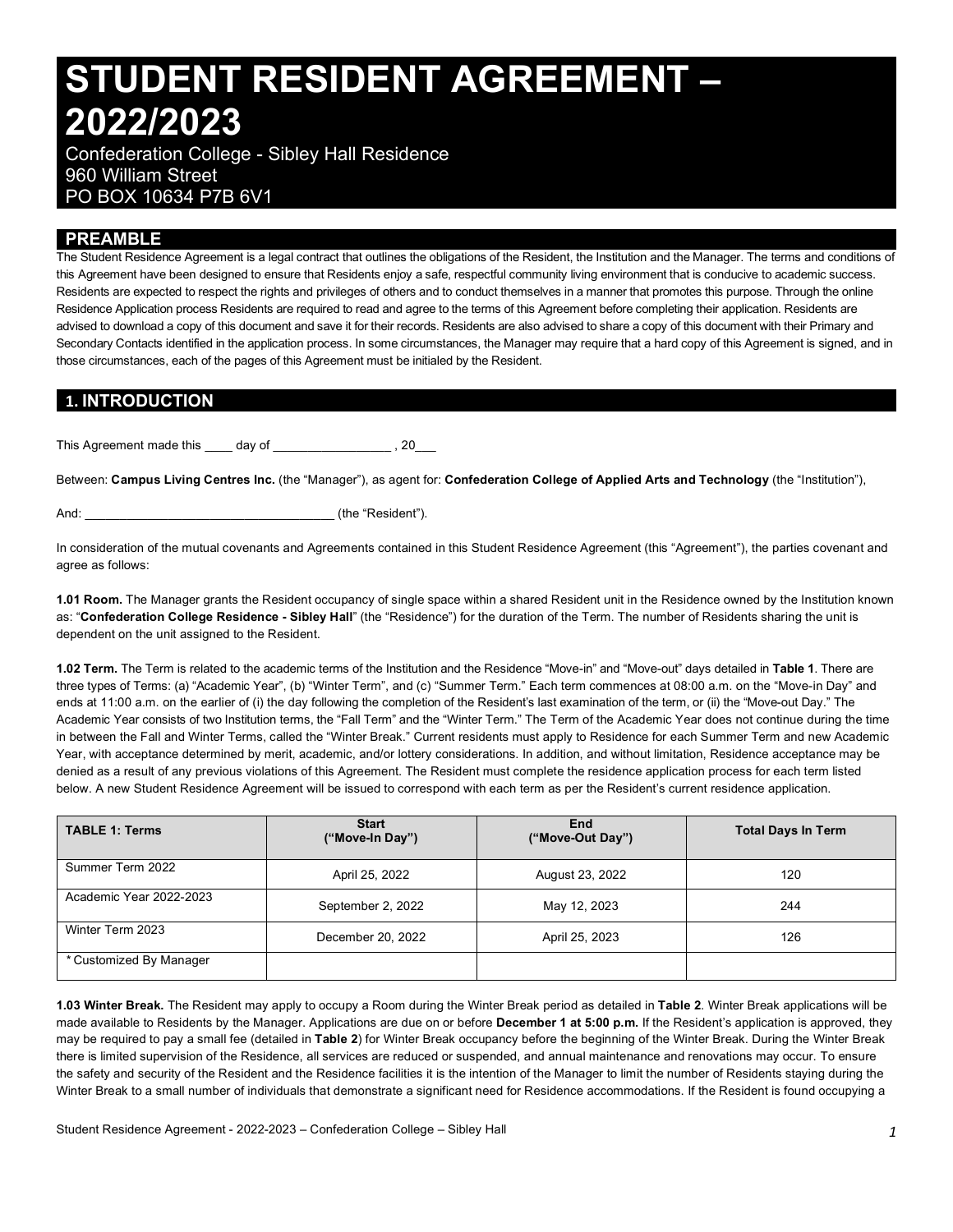# STUDENT RESIDENT AGREEMENT – 2022/2023

Confederation College - Sibley Hall Residence
960 William Street
PO BOX 10634 P7B 6V1

## PREAMBLE

The Student Residence Agreement is a legal contract that outlines the obligations of the Resident, the Institution and the Manager. The terms and conditions of this Agreement have been designed to ensure that Residents enjoy a safe, respectful community living environment that is conducive to academic success. Residents are expected to respect the rights and privileges of others and to conduct themselves in a manner that promotes this purpose. Through the online Residence Application process Residents are required to read and agree to the terms of this Agreement before completing their application. Residents are advised to download a copy of this document and save it for their records. Residents are also advised to share a copy of this document with their Primary and Secondary Contacts identified in the application process. In some circumstances, the Manager may require that a hard copy of this Agreement is signed, and in those circumstances, each of the pages of this Agreement must be initialed by the Resident.

## 1. INTRODUCTION

This Agreement made this ____ day of _________________ , 20___

Between: **Campus Living Centres Inc.** (the "Manager"), as agent for: **Confederation College of Applied Arts and Technology** (the "Institution"),

And: ___________________________________ (the "Resident").

In consideration of the mutual covenants and Agreements contained in this Student Residence Agreement (this "Agreement"), the parties covenant and agree as follows:

**1.01 Room.** The Manager grants the Resident occupancy of single space within a shared Resident unit in the Residence owned by the Institution known as: "**Confederation College Residence - Sibley Hall**" (the "Residence") for the duration of the Term. The number of Residents sharing the unit is dependent on the unit assigned to the Resident.

**1.02 Term.** The Term is related to the academic terms of the Institution and the Residence "Move-in" and "Move-out" days detailed in **Table 1**. There are three types of Terms: (a) "Academic Year", (b) "Winter Term", and (c) "Summer Term." Each term commences at 08:00 a.m. on the "Move-in Day" and ends at 11:00 a.m. on the earlier of (i) the day following the completion of the Resident's last examination of the term, or (ii) the "Move-out Day." The Academic Year consists of two Institution terms, the "Fall Term" and the "Winter Term." The Term of the Academic Year does not continue during the time in between the Fall and Winter Terms, called the "Winter Break." Current residents must apply to Residence for each Summer Term and new Academic Year, with acceptance determined by merit, academic, and/or lottery considerations. In addition, and without limitation, Residence acceptance may be denied as a result of any previous violations of this Agreement. The Resident must complete the residence application process for each term listed below. A new Student Residence Agreement will be issued to correspond with each term as per the Resident's current residence application.

| TABLE 1: Terms | Start ("Move-In Day") | End ("Move-Out Day") | Total Days In Term |
|---|---|---|---|
| Summer Term 2022 | April 25, 2022 | August 23, 2022 | 120 |
| Academic Year 2022-2023 | September 2, 2022 | May 12, 2023 | 244 |
| Winter Term 2023 | December 20, 2022 | April 25, 2023 | 126 |
| * Customized By Manager | | | |

**1.03 Winter Break.** The Resident may apply to occupy a Room during the Winter Break period as detailed in **Table 2**. Winter Break applications will be made available to Residents by the Manager. Applications are due on or before **December 1 at 5:00 p.m.** If the Resident's application is approved, they may be required to pay a small fee (detailed in **Table 2**) for Winter Break occupancy before the beginning of the Winter Break. During the Winter Break there is limited supervision of the Residence, all services are reduced or suspended, and annual maintenance and renovations may occur. To ensure the safety and security of the Resident and the Residence facilities it is the intention of the Manager to limit the number of Residents staying during the Winter Break to a small number of individuals that demonstrate a significant need for Residence accommodations. If the Resident is found occupying a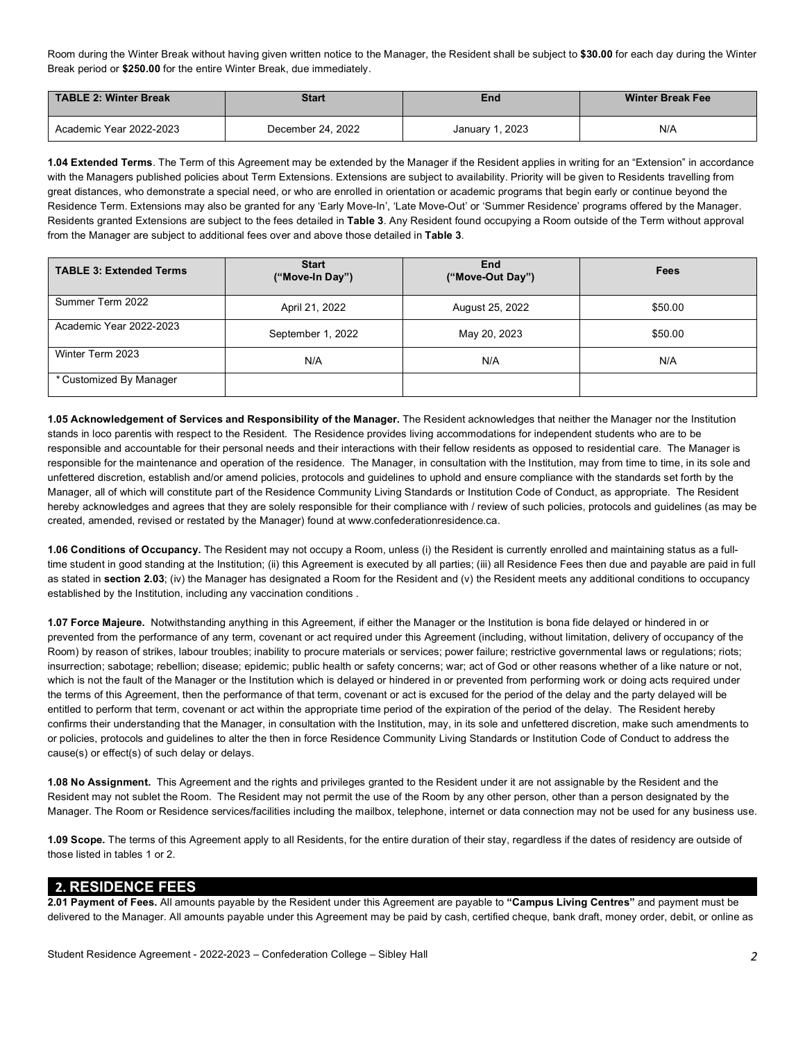Room during the Winter Break without having given written notice to the Manager, the Resident shall be subject to **$30.00** for each day during the Winter Break period or **$250.00** for the entire Winter Break, due immediately.

| TABLE 2: Winter Break | Start | End | Winter Break Fee |
|---|---|---|---|
| Academic Year 2022-2023 | December 24, 2022 | January 1, 2023 | N/A |

**1.04 Extended Terms**. The Term of this Agreement may be extended by the Manager if the Resident applies in writing for an "Extension" in accordance with the Managers published policies about Term Extensions. Extensions are subject to availability. Priority will be given to Residents travelling from great distances, who demonstrate a special need, or who are enrolled in orientation or academic programs that begin early or continue beyond the Residence Term. Extensions may also be granted for any 'Early Move-In', 'Late Move-Out' or 'Summer Residence' programs offered by the Manager. Residents granted Extensions are subject to the fees detailed in **Table 3**. Any Resident found occupying a Room outside of the Term without approval from the Manager are subject to additional fees over and above those detailed in **Table 3**.

| TABLE 3: Extended Terms | Start ("Move-In Day") | End ("Move-Out Day") | Fees |
|---|---|---|---|
| Summer Term 2022 | April 21, 2022 | August 25, 2022 | $50.00 |
| Academic Year 2022-2023 | September 1, 2022 | May 20, 2023 | $50.00 |
| Winter Term 2023 | N/A | N/A | N/A |
| * Customized By Manager | | | |

**1.05 Acknowledgement of Services and Responsibility of the Manager.** The Resident acknowledges that neither the Manager nor the Institution stands in loco parentis with respect to the Resident. The Residence provides living accommodations for independent students who are to be responsible and accountable for their personal needs and their interactions with their fellow residents as opposed to residential care. The Manager is responsible for the maintenance and operation of the residence. The Manager, in consultation with the Institution, may from time to time, in its sole and unfettered discretion, establish and/or amend policies, protocols and guidelines to uphold and ensure compliance with the standards set forth by the Manager, all of which will constitute part of the Residence Community Living Standards or Institution Code of Conduct, as appropriate. The Resident hereby acknowledges and agrees that they are solely responsible for their compliance with / review of such policies, protocols and guidelines (as may be created, amended, revised or restated by the Manager) found at www.confederationresidence.ca.

**1.06 Conditions of Occupancy.** The Resident may not occupy a Room, unless (i) the Resident is currently enrolled and maintaining status as a full-time student in good standing at the Institution; (ii) this Agreement is executed by all parties; (iii) all Residence Fees then due and payable are paid in full as stated in **section 2.03**; (iv) the Manager has designated a Room for the Resident and (v) the Resident meets any additional conditions to occupancy established by the Institution, including any vaccination conditions .

**1.07 Force Majeure.** Notwithstanding anything in this Agreement, if either the Manager or the Institution is bona fide delayed or hindered in or prevented from the performance of any term, covenant or act required under this Agreement (including, without limitation, delivery of occupancy of the Room) by reason of strikes, labour troubles; inability to procure materials or services; power failure; restrictive governmental laws or regulations; riots; insurrection; sabotage; rebellion; disease; epidemic; public health or safety concerns; war; act of God or other reasons whether of a like nature or not, which is not the fault of the Manager or the Institution which is delayed or hindered in or prevented from performing work or doing acts required under the terms of this Agreement, then the performance of that term, covenant or act is excused for the period of the delay and the party delayed will be entitled to perform that term, covenant or act within the appropriate time period of the expiration of the period of the delay. The Resident hereby confirms their understanding that the Manager, in consultation with the Institution, may, in its sole and unfettered discretion, make such amendments to or policies, protocols and guidelines to alter the then in force Residence Community Living Standards or Institution Code of Conduct to address the cause(s) or effect(s) of such delay or delays.

**1.08 No Assignment.** This Agreement and the rights and privileges granted to the Resident under it are not assignable by the Resident and the Resident may not sublet the Room. The Resident may not permit the use of the Room by any other person, other than a person designated by the Manager. The Room or Residence services/facilities including the mailbox, telephone, internet or data connection may not be used for any business use.

**1.09 Scope.** The terms of this Agreement apply to all Residents, for the entire duration of their stay, regardless if the dates of residency are outside of those listed in tables 1 or 2.

## 2. RESIDENCE FEES

**2.01 Payment of Fees.** All amounts payable by the Resident under this Agreement are payable to **"Campus Living Centres"** and payment must be delivered to the Manager. All amounts payable under this Agreement may be paid by cash, certified cheque, bank draft, money order, debit, or online as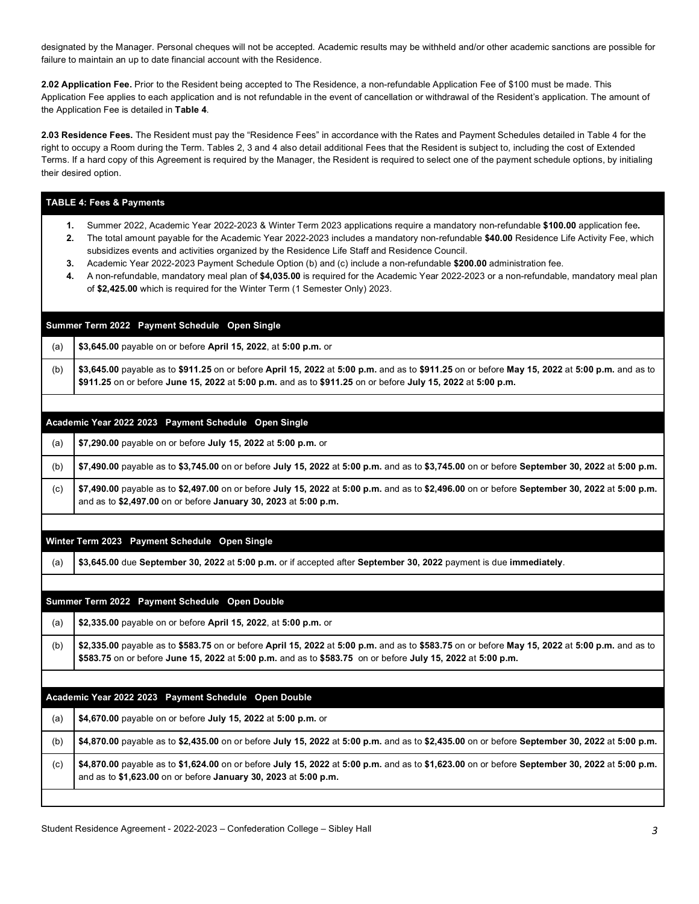designated by the Manager. Personal cheques will not be accepted. Academic results may be withheld and/or other academic sanctions are possible for failure to maintain an up to date financial account with the Residence.

**2.02 Application Fee.** Prior to the Resident being accepted to The Residence, a non-refundable Application Fee of $100 must be made. This Application Fee applies to each application and is not refundable in the event of cancellation or withdrawal of the Resident's application. The amount of the Application Fee is detailed in **Table 4**.

**2.03 Residence Fees.** The Resident must pay the "Residence Fees" in accordance with the Rates and Payment Schedules detailed in Table 4 for the right to occupy a Room during the Term. Tables 2, 3 and 4 also detail additional Fees that the Resident is subject to, including the cost of Extended Terms. If a hard copy of this Agreement is required by the Manager, the Resident is required to select one of the payment schedule options, by initialing their desired option.

**TABLE 4: Fees & Payments**

1. Summer 2022, Academic Year 2022-2023 & Winter Term 2023 applications require a mandatory non-refundable **$100.00** application fee**.**
2. The total amount payable for the Academic Year 2022-2023 includes a mandatory non-refundable **$40.00** Residence Life Activity Fee, which subsidizes events and activities organized by the Residence Life Staff and Residence Council.
3. Academic Year 2022-2023 Payment Schedule Option (b) and (c) include a non-refundable **$200.00** administration fee.
4. A non-refundable, mandatory meal plan of **$4,035.00** is required for the Academic Year 2022-2023 or a non-refundable, mandatory meal plan of **$2,425.00** which is required for the Winter Term (1 Semester Only) 2023.

| **Summer Term 2022 Payment Schedule Open Single** | |
|---|---|
| (a) | **$3,645.00** payable on or before **April 15, 2022**, at **5:00 p.m.** or |
| (b) | **$3,645.00** payable as to **$911.25** on or before **April 15, 2022** at **5:00 p.m.** and as to **$911.25** on or before **May 15, 2022** at **5:00 p.m.** and as to **$911.25** on or before **June 15, 2022** at **5:00 p.m.** and as to **$911.25** on or before **July 15, 2022** at **5:00 p.m.** |

| **Academic Year 2022 2023 Payment Schedule Open Single** | |
|---|---|
| (a) | **$7,290.00** payable on or before **July 15, 2022** at **5:00 p.m.** or |
| (b) | **$7,490.00** payable as to **$3,745.00** on or before **July 15, 2022** at **5:00 p.m.** and as to **$3,745.00** on or before **September 30, 2022** at **5:00 p.m.** |
| (c) | **$7,490.00** payable as to **$2,497.00** on or before **July 15, 2022** at **5:00 p.m.** and as to **$2,496.00** on or before **September 30, 2022** at **5:00 p.m.** and as to **$2,497.00** on or before **January 30, 2023** at **5:00 p.m.** |

| **Winter Term 2023 Payment Schedule Open Single** | |
|---|---|
| (a) | **$3,645.00** due **September 30, 2022** at **5:00 p.m.** or if accepted after **September 30, 2022** payment is due **immediately**. |

| **Summer Term 2022 Payment Schedule Open Double** | |
|---|---|
| (a) | **$2,335.00** payable on or before **April 15, 2022**, at **5:00 p.m.** or |
| (b) | **$2,335.00** payable as to **$583.75** on or before **April 15, 2022** at **5:00 p.m.** and as to **$583.75** on or before **May 15, 2022** at **5:00 p.m.** and as to **$583.75** on or before **June 15, 2022** at **5:00 p.m.** and as to **$583.75** on or before **July 15, 2022** at **5:00 p.m.** |

| **Academic Year 2022 2023 Payment Schedule Open Double** | |
|---|---|
| (a) | **$4,670.00** payable on or before **July 15, 2022** at **5:00 p.m.** or |
| (b) | **$4,870.00** payable as to **$2,435.00** on or before **July 15, 2022** at **5:00 p.m.** and as to **$2,435.00** on or before **September 30, 2022** at **5:00 p.m.** |
| (c) | **$4,870.00** payable as to **$1,624.00** on or before **July 15, 2022** at **5:00 p.m.** and as to **$1,623.00** on or before **September 30, 2022** at **5:00 p.m.** and as to **$1,623.00** on or before **January 30, 2023** at **5:00 p.m.** |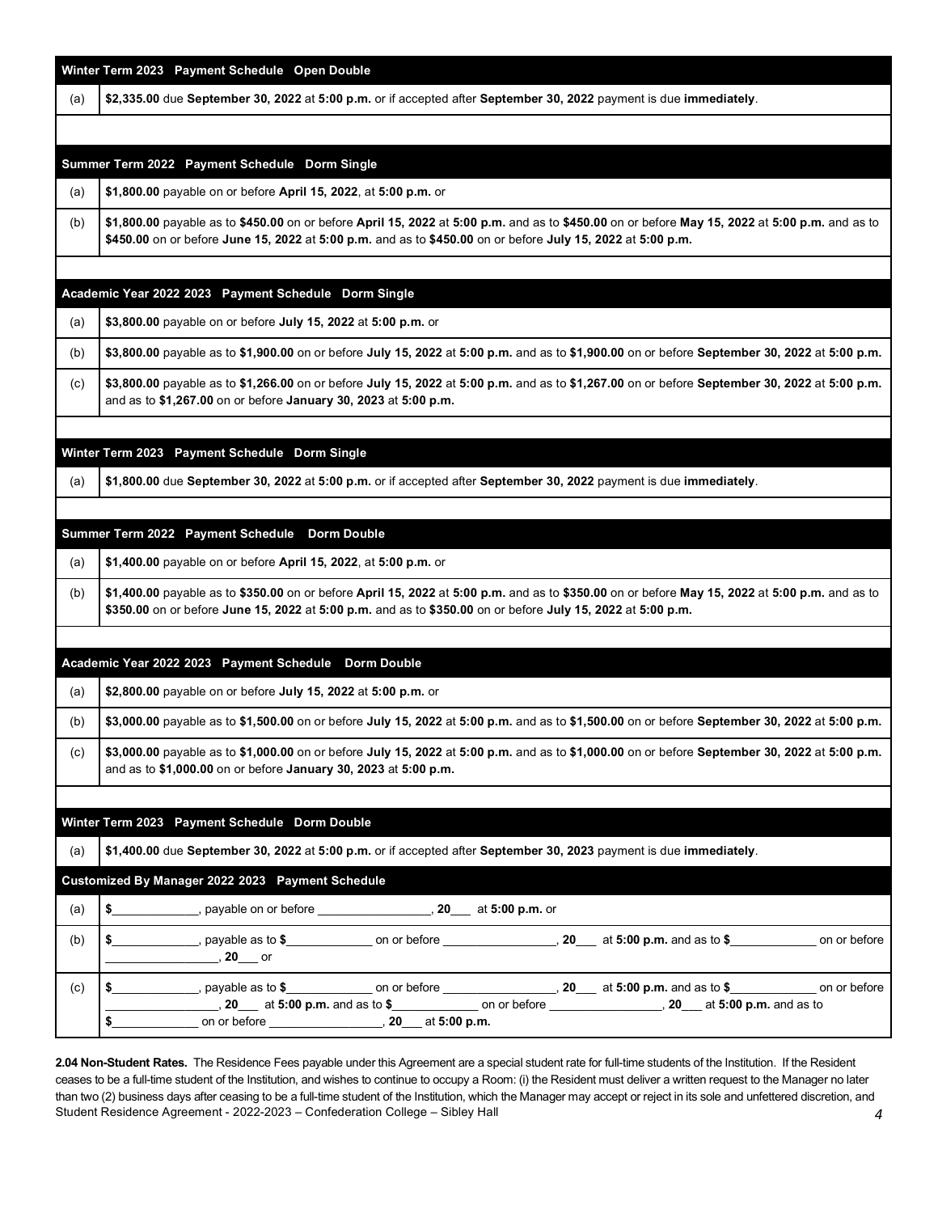| Winter Term 2023 Payment Schedule Open Double | |
|---|---|
| (a) | **$2,335.00** due **September 30, 2022** at **5:00 p.m.** or if accepted after **September 30, 2022** payment is due **immediately**. |

| Summer Term 2022 Payment Schedule Dorm Single | |
|---|---|
| (a) | **$1,800.00** payable on or before **April 15, 2022**, at **5:00 p.m.** or |
| (b) | **$1,800.00** payable as to **$450.00** on or before **April 15, 2022** at **5:00 p.m.** and as to **$450.00** on or before **May 15, 2022** at **5:00 p.m.** and as to **$450.00** on or before **June 15, 2022** at **5:00 p.m.** and as to **$450.00** on or before **July 15, 2022** at **5:00 p.m.** |

| Academic Year 2022 2023 Payment Schedule Dorm Single | |
|---|---|
| (a) | **$3,800.00** payable on or before **July 15, 2022** at **5:00 p.m.** or |
| (b) | **$3,800.00** payable as to **$1,900.00** on or before **July 15, 2022** at **5:00 p.m.** and as to **$1,900.00** on or before **September 30, 2022** at **5:00 p.m.** |
| (c) | **$3,800.00** payable as to **$1,266.00** on or before **July 15, 2022** at **5:00 p.m.** and as to **$1,267.00** on or before **September 30, 2022** at **5:00 p.m.** and as to **$1,267.00** on or before **January 30, 2023** at **5:00 p.m.** |

| Winter Term 2023 Payment Schedule Dorm Single | |
|---|---|
| (a) | **$1,800.00** due **September 30, 2022** at **5:00 p.m.** or if accepted after **September 30, 2022** payment is due **immediately**. |

| Summer Term 2022 Payment Schedule Dorm Double | |
|---|---|
| (a) | **$1,400.00** payable on or before **April 15, 2022**, at **5:00 p.m.** or |
| (b) | **$1,400.00** payable as to **$350.00** on or before **April 15, 2022** at **5:00 p.m.** and as to **$350.00** on or before **May 15, 2022** at **5:00 p.m.** and as to **$350.00** on or before **June 15, 2022** at **5:00 p.m.** and as to **$350.00** on or before **July 15, 2022** at **5:00 p.m.** |

| Academic Year 2022 2023 Payment Schedule Dorm Double | |
|---|---|
| (a) | **$2,800.00** payable on or before **July 15, 2022** at **5:00 p.m.** or |
| (b) | **$3,000.00** payable as to **$1,500.00** on or before **July 15, 2022** at **5:00 p.m.** and as to **$1,500.00** on or before **September 30, 2022** at **5:00 p.m.** |
| (c) | **$3,000.00** payable as to **$1,000.00** on or before **July 15, 2022** at **5:00 p.m.** and as to **$1,000.00** on or before **September 30, 2022** at **5:00 p.m.** and as to **$1,000.00** on or before **January 30, 2023** at **5:00 p.m.** |

| Winter Term 2023 Payment Schedule Dorm Double | |
|---|---|
| (a) | **$1,400.00** due **September 30, 2022** at **5:00 p.m.** or if accepted after **September 30, 2023** payment is due **immediately**. |

| Customized By Manager 2022 2023 Payment Schedule | |
|---|---|
| (a) | **$**_____________, payable on or before _________________, **20**___ at **5:00 p.m.** or |
| (b) | **$**_____________, payable as to **$**_____________ on or before _________________, **20**___ at **5:00 p.m.** and as to **$**_____________ on or before _________________, **20**___ or |
| (c) | **$**_____________, payable as to **$**_____________ on or before _________________, **20**___ at **5:00 p.m.** and as to **$**_____________ on or before _________________, **20**___ at **5:00 p.m.** and as to **$**_____________ on or before _________________, **20**___ at **5:00 p.m.** and as to **$**_____________ on or before _________________, **20**___ at **5:00 p.m.** |

**2.04 Non-Student Rates.** The Residence Fees payable under this Agreement are a special student rate for full-time students of the Institution. If the Resident ceases to be a full-time student of the Institution, and wishes to continue to occupy a Room: (i) the Resident must deliver a written request to the Manager no later than two (2) business days after ceasing to be a full-time student of the Institution, which the Manager may accept or reject in its sole and unfettered discretion, and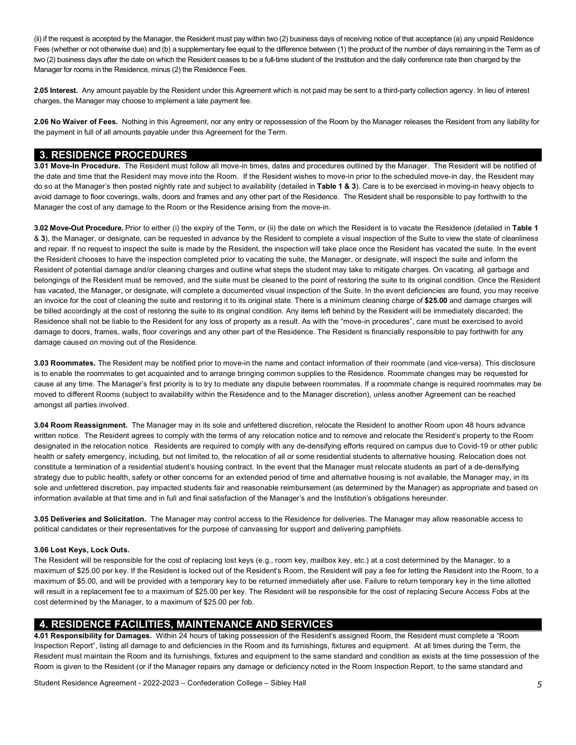(ii) if the request is accepted by the Manager, the Resident must pay within two (2) business days of receiving notice of that acceptance (a) any unpaid Residence Fees (whether or not otherwise due) and (b) a supplementary fee equal to the difference between (1) the product of the number of days remaining in the Term as of two (2) business days after the date on which the Resident ceases to be a full-time student of the Institution and the daily conference rate then charged by the Manager for rooms in the Residence, minus (2) the Residence Fees.

**2.05 Interest.** Any amount payable by the Resident under this Agreement which is not paid may be sent to a third-party collection agency. In lieu of interest charges, the Manager may choose to implement a late payment fee.

**2.06 No Waiver of Fees.** Nothing in this Agreement, nor any entry or repossession of the Room by the Manager releases the Resident from any liability for the payment in full of all amounts payable under this Agreement for the Term.

## 3. RESIDENCE PROCEDURES

**3.01 Move-In Procedure.** The Resident must follow all move-in times, dates and procedures outlined by the Manager. The Resident will be notified of the date and time that the Resident may move into the Room. If the Resident wishes to move-in prior to the scheduled move-in day, the Resident may do so at the Manager's then posted nightly rate and subject to availability (detailed in **Table 1 & 3**). Care is to be exercised in moving-in heavy objects to avoid damage to floor coverings, walls, doors and frames and any other part of the Residence. The Resident shall be responsible to pay forthwith to the Manager the cost of any damage to the Room or the Residence arising from the move-in.

**3.02 Move-Out Procedure.** Prior to either (i) the expiry of the Term, or (ii) the date on which the Resident is to vacate the Residence (detailed in **Table 1** & **3**), the Manager, or designate, can be requested in advance by the Resident to complete a visual inspection of the Suite to view the state of cleanliness and repair. If no request to inspect the suite is made by the Resident, the inspection will take place once the Resident has vacated the suite. In the event the Resident chooses to have the inspection completed prior to vacating the suite, the Manager, or designate, will inspect the suite and inform the Resident of potential damage and/or cleaning charges and outline what steps the student may take to mitigate charges. On vacating, all garbage and belongings of the Resident must be removed, and the suite must be cleaned to the point of restoring the suite to its original condition. Once the Resident has vacated, the Manager, or designate, will complete a documented visual inspection of the Suite. In the event deficiencies are found, you may receive an invoice for the cost of cleaning the suite and restoring it to its original state. There is a minimum cleaning charge of **$25.00** and damage charges will be billed accordingly at the cost of restoring the suite to its original condition. Any items left behind by the Resident will be immediately discarded; the Residence shall not be liable to the Resident for any loss of property as a result. As with the "move-in procedures", care must be exercised to avoid damage to doors, frames, walls, floor coverings and any other part of the Residence. The Resident is financially responsible to pay forthwith for any damage caused on moving out of the Residence.

**3.03 Roommates.** The Resident may be notified prior to move-in the name and contact information of their roommate (and vice-versa). This disclosure is to enable the roommates to get acquainted and to arrange bringing common supplies to the Residence. Roommate changes may be requested for cause at any time. The Manager's first priority is to try to mediate any dispute between roommates. If a roommate change is required roommates may be moved to different Rooms (subject to availability within the Residence and to the Manager discretion), unless another Agreement can be reached amongst all parties involved.

**3.04 Room Reassignment.** The Manager may in its sole and unfettered discretion, relocate the Resident to another Room upon 48 hours advance written notice. The Resident agrees to comply with the terms of any relocation notice and to remove and relocate the Resident's property to the Room designated in the relocation notice. Residents are required to comply with any de-densifying efforts required on campus due to Covid-19 or other public health or safety emergency, including, but not limited to, the relocation of all or some residential students to alternative housing. Relocation does not constitute a termination of a residential student's housing contract. In the event that the Manager must relocate students as part of a de-densifying strategy due to public health, safety or other concerns for an extended period of time and alternative housing is not available, the Manager may, in its sole and unfettered discretion, pay impacted students fair and reasonable reimbursement (as determined by the Manager) as appropriate and based on information available at that time and in full and final satisfaction of the Manager's and the Institution's obligations hereunder.

**3.05 Deliveries and Solicitation.** The Manager may control access to the Residence for deliveries. The Manager may allow reasonable access to political candidates or their representatives for the purpose of canvassing for support and delivering pamphlets.

**3.06 Lost Keys, Lock Outs.**

The Resident will be responsible for the cost of replacing lost keys (e.g., room key, mailbox key, etc.) at a cost determined by the Manager, to a maximum of $25.00 per key. If the Resident is locked out of the Resident's Room, the Resident will pay a fee for letting the Resident into the Room, to a maximum of $5.00, and will be provided with a temporary key to be returned immediately after use. Failure to return temporary key in the time allotted will result in a replacement fee to a maximum of $25.00 per key. The Resident will be responsible for the cost of replacing Secure Access Fobs at the cost determined by the Manager, to a maximum of $25.00 per fob.

## 4. RESIDENCE FACILITIES, MAINTENANCE AND SERVICES

**4.01 Responsibility for Damages.** Within 24 hours of taking possession of the Resident's assigned Room, the Resident must complete a "Room Inspection Report", listing all damage to and deficiencies in the Room and its furnishings, fixtures and equipment. At all times during the Term, the Resident must maintain the Room and its furnishings, fixtures and equipment to the same standard and condition as exists at the time possession of the Room is given to the Resident (or if the Manager repairs any damage or deficiency noted in the Room Inspection Report, to the same standard and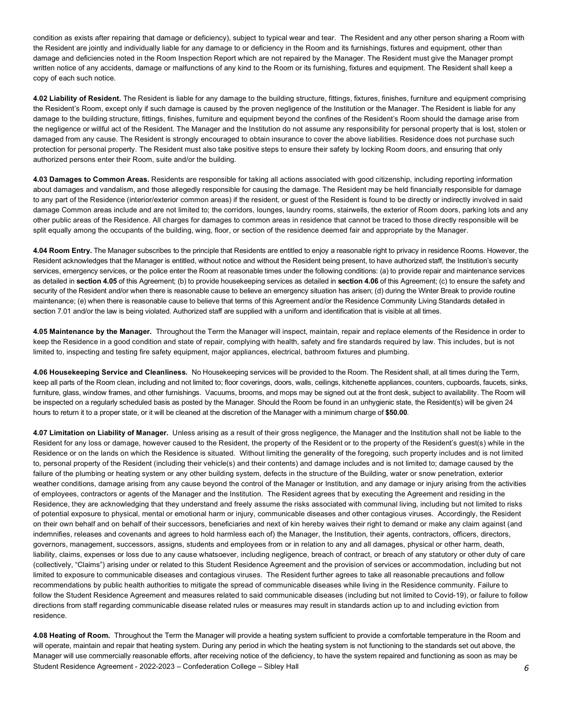condition as exists after repairing that damage or deficiency), subject to typical wear and tear. The Resident and any other person sharing a Room with the Resident are jointly and individually liable for any damage to or deficiency in the Room and its furnishings, fixtures and equipment, other than damage and deficiencies noted in the Room Inspection Report which are not repaired by the Manager. The Resident must give the Manager prompt written notice of any accidents, damage or malfunctions of any kind to the Room or its furnishing, fixtures and equipment. The Resident shall keep a copy of each such notice.

**4.02 Liability of Resident.** The Resident is liable for any damage to the building structure, fittings, fixtures, finishes, furniture and equipment comprising the Resident's Room, except only if such damage is caused by the proven negligence of the Institution or the Manager. The Resident is liable for any damage to the building structure, fittings, finishes, furniture and equipment beyond the confines of the Resident's Room should the damage arise from the negligence or willful act of the Resident. The Manager and the Institution do not assume any responsibility for personal property that is lost, stolen or damaged from any cause. The Resident is strongly encouraged to obtain insurance to cover the above liabilities. Residence does not purchase such protection for personal property. The Resident must also take positive steps to ensure their safety by locking Room doors, and ensuring that only authorized persons enter their Room, suite and/or the building.

**4.03 Damages to Common Areas.** Residents are responsible for taking all actions associated with good citizenship, including reporting information about damages and vandalism, and those allegedly responsible for causing the damage. The Resident may be held financially responsible for damage to any part of the Residence (interior/exterior common areas) if the resident, or guest of the Resident is found to be directly or indirectly involved in said damage Common areas include and are not limited to; the corridors, lounges, laundry rooms, stairwells, the exterior of Room doors, parking lots and any other public areas of the Residence. All charges for damages to common areas in residence that cannot be traced to those directly responsible will be split equally among the occupants of the building, wing, floor, or section of the residence deemed fair and appropriate by the Manager.

**4.04 Room Entry.** The Manager subscribes to the principle that Residents are entitled to enjoy a reasonable right to privacy in residence Rooms. However, the Resident acknowledges that the Manager is entitled, without notice and without the Resident being present, to have authorized staff, the Institution's security services, emergency services, or the police enter the Room at reasonable times under the following conditions: (a) to provide repair and maintenance services as detailed in **section 4.05** of this Agreement; (b) to provide housekeeping services as detailed in **section 4.06** of this Agreement; (c) to ensure the safety and security of the Resident and/or when there is reasonable cause to believe an emergency situation has arisen; (d) during the Winter Break to provide routine maintenance; (e) when there is reasonable cause to believe that terms of this Agreement and/or the Residence Community Living Standards detailed in section 7.01 and/or the law is being violated. Authorized staff are supplied with a uniform and identification that is visible at all times.

**4.05 Maintenance by the Manager.** Throughout the Term the Manager will inspect, maintain, repair and replace elements of the Residence in order to keep the Residence in a good condition and state of repair, complying with health, safety and fire standards required by law. This includes, but is not limited to, inspecting and testing fire safety equipment, major appliances, electrical, bathroom fixtures and plumbing.

**4.06 Housekeeping Service and Cleanliness.** No Housekeeping services will be provided to the Room. The Resident shall, at all times during the Term, keep all parts of the Room clean, including and not limited to; floor coverings, doors, walls, ceilings, kitchenette appliances, counters, cupboards, faucets, sinks, furniture, glass, window frames, and other furnishings. Vacuums, brooms, and mops may be signed out at the front desk, subject to availability. The Room will be inspected on a regularly scheduled basis as posted by the Manager. Should the Room be found in an unhygienic state, the Resident(s) will be given 24 hours to return it to a proper state, or it will be cleaned at the discretion of the Manager with a minimum charge of **$50.00**.

**4.07 Limitation on Liability of Manager.** Unless arising as a result of their gross negligence, the Manager and the Institution shall not be liable to the Resident for any loss or damage, however caused to the Resident, the property of the Resident or to the property of the Resident's guest(s) while in the Residence or on the lands on which the Residence is situated. Without limiting the generality of the foregoing, such property includes and is not limited to, personal property of the Resident (including their vehicle(s) and their contents) and damage includes and is not limited to; damage caused by the failure of the plumbing or heating system or any other building system, defects in the structure of the Building, water or snow penetration, exterior weather conditions, damage arising from any cause beyond the control of the Manager or Institution, and any damage or injury arising from the activities of employees, contractors or agents of the Manager and the Institution. The Resident agrees that by executing the Agreement and residing in the Residence, they are acknowledging that they understand and freely assume the risks associated with communal living, including but not limited to risks of potential exposure to physical, mental or emotional harm or injury, communicable diseases and other contagious viruses. Accordingly, the Resident on their own behalf and on behalf of their successors, beneficiaries and next of kin hereby waives their right to demand or make any claim against (and indemnifies, releases and covenants and agrees to hold harmless each of) the Manager, the Institution, their agents, contractors, officers, directors, governors, management, successors, assigns, students and employees from or in relation to any and all damages, physical or other harm, death, liability, claims, expenses or loss due to any cause whatsoever, including negligence, breach of contract, or breach of any statutory or other duty of care (collectively, "Claims") arising under or related to this Student Residence Agreement and the provision of services or accommodation, including but not limited to exposure to communicable diseases and contagious viruses. The Resident further agrees to take all reasonable precautions and follow recommendations by public health authorities to mitigate the spread of communicable diseases while living in the Residence community. Failure to follow the Student Residence Agreement and measures related to said communicable diseases (including but not limited to Covid-19), or failure to follow directions from staff regarding communicable disease related rules or measures may result in standards action up to and including eviction from residence.

**4.08 Heating of Room.** Throughout the Term the Manager will provide a heating system sufficient to provide a comfortable temperature in the Room and will operate, maintain and repair that heating system. During any period in which the heating system is not functioning to the standards set out above, the Manager will use commercially reasonable efforts, after receiving notice of the deficiency, to have the system repaired and functioning as soon as may be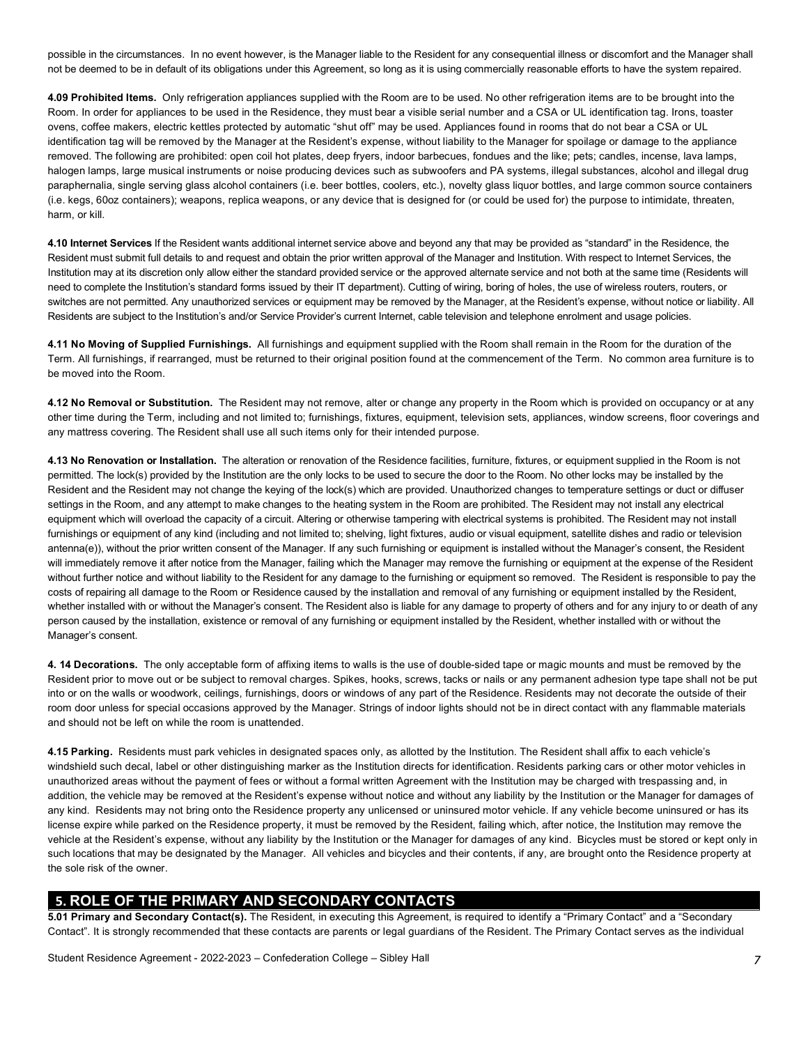possible in the circumstances. In no event however, is the Manager liable to the Resident for any consequential illness or discomfort and the Manager shall not be deemed to be in default of its obligations under this Agreement, so long as it is using commercially reasonable efforts to have the system repaired.

**4.09 Prohibited Items.** Only refrigeration appliances supplied with the Room are to be used. No other refrigeration items are to be brought into the Room. In order for appliances to be used in the Residence, they must bear a visible serial number and a CSA or UL identification tag. Irons, toaster ovens, coffee makers, electric kettles protected by automatic "shut off" may be used. Appliances found in rooms that do not bear a CSA or UL identification tag will be removed by the Manager at the Resident's expense, without liability to the Manager for spoilage or damage to the appliance removed. The following are prohibited: open coil hot plates, deep fryers, indoor barbecues, fondues and the like; pets; candles, incense, lava lamps, halogen lamps, large musical instruments or noise producing devices such as subwoofers and PA systems, illegal substances, alcohol and illegal drug paraphernalia, single serving glass alcohol containers (i.e. beer bottles, coolers, etc.), novelty glass liquor bottles, and large common source containers (i.e. kegs, 60oz containers); weapons, replica weapons, or any device that is designed for (or could be used for) the purpose to intimidate, threaten, harm, or kill.

**4.10 Internet Services** If the Resident wants additional internet service above and beyond any that may be provided as "standard" in the Residence, the Resident must submit full details to and request and obtain the prior written approval of the Manager and Institution. With respect to Internet Services, the Institution may at its discretion only allow either the standard provided service or the approved alternate service and not both at the same time (Residents will need to complete the Institution's standard forms issued by their IT department). Cutting of wiring, boring of holes, the use of wireless routers, routers, or switches are not permitted. Any unauthorized services or equipment may be removed by the Manager, at the Resident's expense, without notice or liability. All Residents are subject to the Institution's and/or Service Provider's current Internet, cable television and telephone enrolment and usage policies.

**4.11 No Moving of Supplied Furnishings.** All furnishings and equipment supplied with the Room shall remain in the Room for the duration of the Term. All furnishings, if rearranged, must be returned to their original position found at the commencement of the Term. No common area furniture is to be moved into the Room.

**4.12 No Removal or Substitution.** The Resident may not remove, alter or change any property in the Room which is provided on occupancy or at any other time during the Term, including and not limited to; furnishings, fixtures, equipment, television sets, appliances, window screens, floor coverings and any mattress covering. The Resident shall use all such items only for their intended purpose.

**4.13 No Renovation or Installation.** The alteration or renovation of the Residence facilities, furniture, fixtures, or equipment supplied in the Room is not permitted. The lock(s) provided by the Institution are the only locks to be used to secure the door to the Room. No other locks may be installed by the Resident and the Resident may not change the keying of the lock(s) which are provided. Unauthorized changes to temperature settings or duct or diffuser settings in the Room, and any attempt to make changes to the heating system in the Room are prohibited. The Resident may not install any electrical equipment which will overload the capacity of a circuit. Altering or otherwise tampering with electrical systems is prohibited. The Resident may not install furnishings or equipment of any kind (including and not limited to; shelving, light fixtures, audio or visual equipment, satellite dishes and radio or television antenna(e)), without the prior written consent of the Manager. If any such furnishing or equipment is installed without the Manager's consent, the Resident will immediately remove it after notice from the Manager, failing which the Manager may remove the furnishing or equipment at the expense of the Resident without further notice and without liability to the Resident for any damage to the furnishing or equipment so removed. The Resident is responsible to pay the costs of repairing all damage to the Room or Residence caused by the installation and removal of any furnishing or equipment installed by the Resident, whether installed with or without the Manager's consent. The Resident also is liable for any damage to property of others and for any injury to or death of any person caused by the installation, existence or removal of any furnishing or equipment installed by the Resident, whether installed with or without the Manager's consent.

**4. 14 Decorations.** The only acceptable form of affixing items to walls is the use of double-sided tape or magic mounts and must be removed by the Resident prior to move out or be subject to removal charges. Spikes, hooks, screws, tacks or nails or any permanent adhesion type tape shall not be put into or on the walls or woodwork, ceilings, furnishings, doors or windows of any part of the Residence. Residents may not decorate the outside of their room door unless for special occasions approved by the Manager. Strings of indoor lights should not be in direct contact with any flammable materials and should not be left on while the room is unattended.

**4.15 Parking.** Residents must park vehicles in designated spaces only, as allotted by the Institution. The Resident shall affix to each vehicle's windshield such decal, label or other distinguishing marker as the Institution directs for identification. Residents parking cars or other motor vehicles in unauthorized areas without the payment of fees or without a formal written Agreement with the Institution may be charged with trespassing and, in addition, the vehicle may be removed at the Resident's expense without notice and without any liability by the Institution or the Manager for damages of any kind. Residents may not bring onto the Residence property any unlicensed or uninsured motor vehicle. If any vehicle become uninsured or has its license expire while parked on the Residence property, it must be removed by the Resident, failing which, after notice, the Institution may remove the vehicle at the Resident's expense, without any liability by the Institution or the Manager for damages of any kind. Bicycles must be stored or kept only in such locations that may be designated by the Manager. All vehicles and bicycles and their contents, if any, are brought onto the Residence property at the sole risk of the owner.

## 5. ROLE OF THE PRIMARY AND SECONDARY CONTACTS

**5.01 Primary and Secondary Contact(s).** The Resident, in executing this Agreement, is required to identify a "Primary Contact" and a "Secondary Contact". It is strongly recommended that these contacts are parents or legal guardians of the Resident. The Primary Contact serves as the individual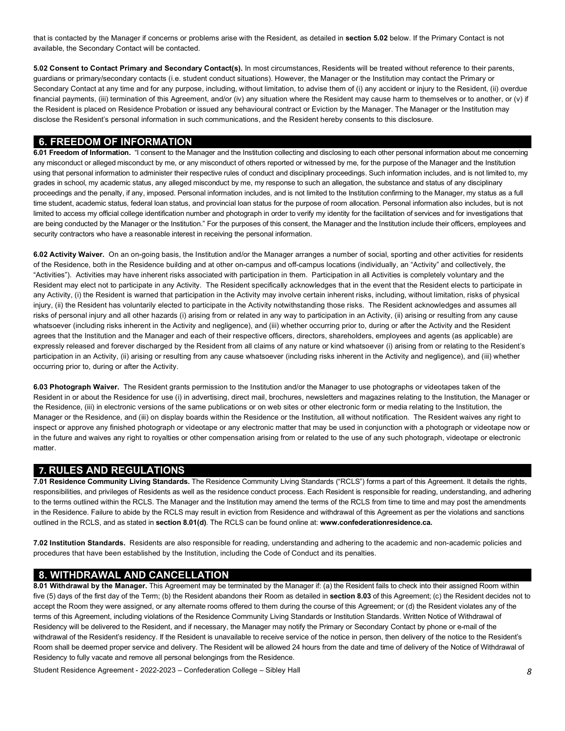that is contacted by the Manager if concerns or problems arise with the Resident, as detailed in **section 5.02** below. If the Primary Contact is not available, the Secondary Contact will be contacted.

**5.02 Consent to Contact Primary and Secondary Contact(s).** In most circumstances, Residents will be treated without reference to their parents, guardians or primary/secondary contacts (i.e. student conduct situations). However, the Manager or the Institution may contact the Primary or Secondary Contact at any time and for any purpose, including, without limitation, to advise them of (i) any accident or injury to the Resident, (ii) overdue financial payments, (iii) termination of this Agreement, and/or (iv) any situation where the Resident may cause harm to themselves or to another, or (v) if the Resident is placed on Residence Probation or issued any behavioural contract or Eviction by the Manager. The Manager or the Institution may disclose the Resident's personal information in such communications, and the Resident hereby consents to this disclosure.

## 6. FREEDOM OF INFORMATION

**6.01 Freedom of Information.** "I consent to the Manager and the Institution collecting and disclosing to each other personal information about me concerning any misconduct or alleged misconduct by me, or any misconduct of others reported or witnessed by me, for the purpose of the Manager and the Institution using that personal information to administer their respective rules of conduct and disciplinary proceedings. Such information includes, and is not limited to, my grades in school, my academic status, any alleged misconduct by me, my response to such an allegation, the substance and status of any disciplinary proceedings and the penalty, if any, imposed. Personal information includes, and is not limited to the Institution confirming to the Manager, my status as a full time student, academic status, federal loan status, and provincial loan status for the purpose of room allocation. Personal information also includes, but is not limited to access my official college identification number and photograph in order to verify my identity for the facilitation of services and for investigations that are being conducted by the Manager or the Institution." For the purposes of this consent, the Manager and the Institution include their officers, employees and security contractors who have a reasonable interest in receiving the personal information.

**6.02 Activity Waiver.** On an on-going basis, the Institution and/or the Manager arranges a number of social, sporting and other activities for residents of the Residence, both in the Residence building and at other on-campus and off-campus locations (individually, an "Activity" and collectively, the "Activities"). Activities may have inherent risks associated with participation in them. Participation in all Activities is completely voluntary and the Resident may elect not to participate in any Activity. The Resident specifically acknowledges that in the event that the Resident elects to participate in any Activity, (i) the Resident is warned that participation in the Activity may involve certain inherent risks, including, without limitation, risks of physical injury, (ii) the Resident has voluntarily elected to participate in the Activity notwithstanding those risks. The Resident acknowledges and assumes all risks of personal injury and all other hazards (i) arising from or related in any way to participation in an Activity, (ii) arising or resulting from any cause whatsoever (including risks inherent in the Activity and negligence), and (iii) whether occurring prior to, during or after the Activity and the Resident agrees that the Institution and the Manager and each of their respective officers, directors, shareholders, employees and agents (as applicable) are expressly released and forever discharged by the Resident from all claims of any nature or kind whatsoever (i) arising from or relating to the Resident's participation in an Activity, (ii) arising or resulting from any cause whatsoever (including risks inherent in the Activity and negligence), and (iii) whether occurring prior to, during or after the Activity.

**6.03 Photograph Waiver.** The Resident grants permission to the Institution and/or the Manager to use photographs or videotapes taken of the Resident in or about the Residence for use (i) in advertising, direct mail, brochures, newsletters and magazines relating to the Institution, the Manager or the Residence, (iii) in electronic versions of the same publications or on web sites or other electronic form or media relating to the Institution, the Manager or the Residence, and (iii) on display boards within the Residence or the Institution, all without notification. The Resident waives any right to inspect or approve any finished photograph or videotape or any electronic matter that may be used in conjunction with a photograph or videotape now or in the future and waives any right to royalties or other compensation arising from or related to the use of any such photograph, videotape or electronic matter.

## 7. RULES AND REGULATIONS

**7.01 Residence Community Living Standards.** The Residence Community Living Standards ("RCLS") forms a part of this Agreement. It details the rights, responsibilities, and privileges of Residents as well as the residence conduct process. Each Resident is responsible for reading, understanding, and adhering to the terms outlined within the RCLS. The Manager and the Institution may amend the terms of the RCLS from time to time and may post the amendments in the Residence. Failure to abide by the RCLS may result in eviction from Residence and withdrawal of this Agreement as per the violations and sanctions outlined in the RCLS, and as stated in **section 8.01(d)**. The RCLS can be found online at: **www.confederationresidence.ca.**

**7.02 Institution Standards.** Residents are also responsible for reading, understanding and adhering to the academic and non-academic policies and procedures that have been established by the Institution, including the Code of Conduct and its penalties.

## 8. WITHDRAWAL AND CANCELLATION

**8.01 Withdrawal by the Manager.** This Agreement may be terminated by the Manager if: (a) the Resident fails to check into their assigned Room within five (5) days of the first day of the Term; (b) the Resident abandons their Room as detailed in **section 8.03** of this Agreement; (c) the Resident decides not to accept the Room they were assigned, or any alternate rooms offered to them during the course of this Agreement; or (d) the Resident violates any of the terms of this Agreement, including violations of the Residence Community Living Standards or Institution Standards. Written Notice of Withdrawal of Residency will be delivered to the Resident, and if necessary, the Manager may notify the Primary or Secondary Contact by phone or e-mail of the withdrawal of the Resident's residency. If the Resident is unavailable to receive service of the notice in person, then delivery of the notice to the Resident's Room shall be deemed proper service and delivery. The Resident will be allowed 24 hours from the date and time of delivery of the Notice of Withdrawal of Residency to fully vacate and remove all personal belongings from the Residence.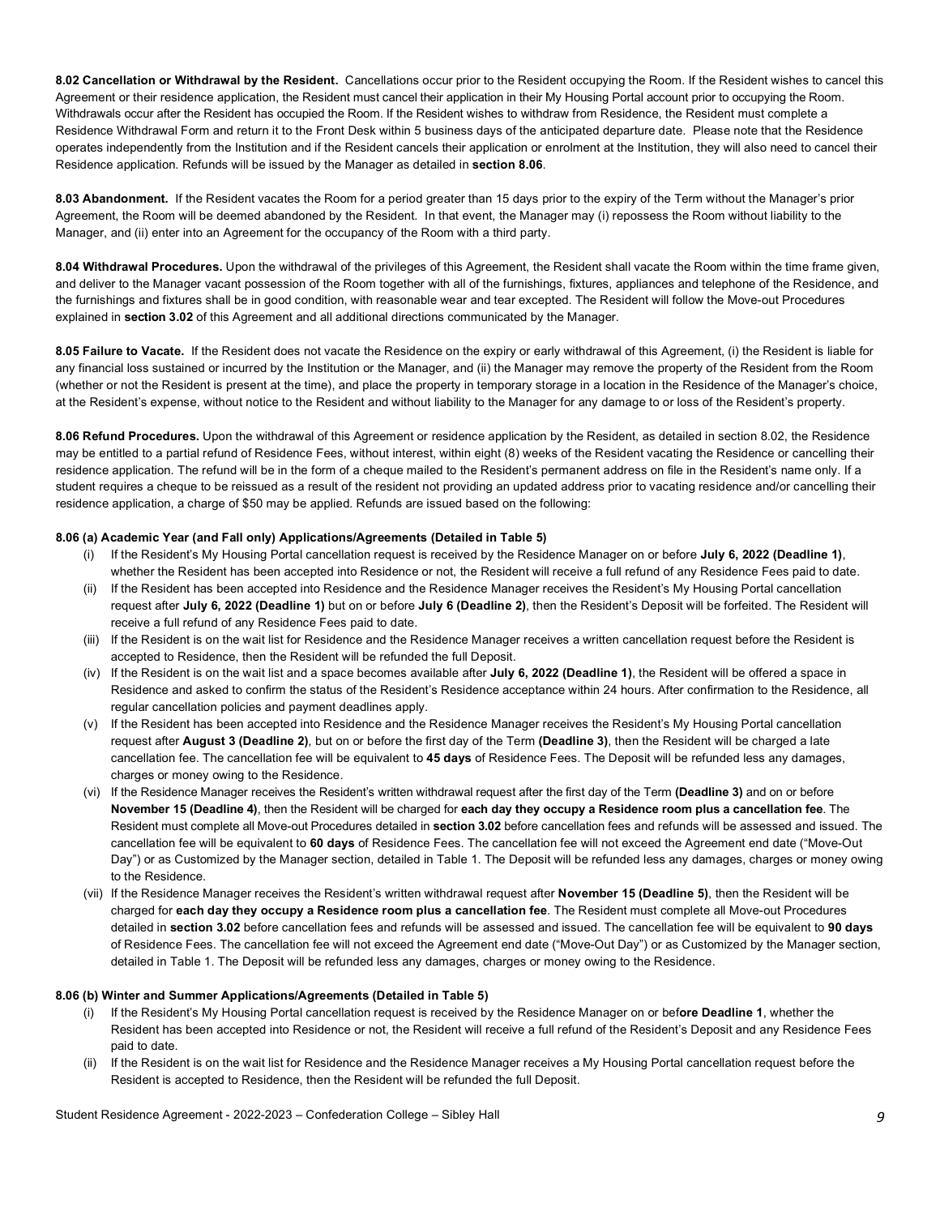**8.02 Cancellation or Withdrawal by the Resident.** Cancellations occur prior to the Resident occupying the Room. If the Resident wishes to cancel this Agreement or their residence application, the Resident must cancel their application in their My Housing Portal account prior to occupying the Room. Withdrawals occur after the Resident has occupied the Room. If the Resident wishes to withdraw from Residence, the Resident must complete a Residence Withdrawal Form and return it to the Front Desk within 5 business days of the anticipated departure date. Please note that the Residence operates independently from the Institution and if the Resident cancels their application or enrolment at the Institution, they will also need to cancel their Residence application. Refunds will be issued by the Manager as detailed in **section 8.06**.

**8.03 Abandonment.** If the Resident vacates the Room for a period greater than 15 days prior to the expiry of the Term without the Manager's prior Agreement, the Room will be deemed abandoned by the Resident. In that event, the Manager may (i) repossess the Room without liability to the Manager, and (ii) enter into an Agreement for the occupancy of the Room with a third party.

**8.04 Withdrawal Procedures.** Upon the withdrawal of the privileges of this Agreement, the Resident shall vacate the Room within the time frame given, and deliver to the Manager vacant possession of the Room together with all of the furnishings, fixtures, appliances and telephone of the Residence, and the furnishings and fixtures shall be in good condition, with reasonable wear and tear excepted. The Resident will follow the Move-out Procedures explained in **section 3.02** of this Agreement and all additional directions communicated by the Manager.

**8.05 Failure to Vacate.** If the Resident does not vacate the Residence on the expiry or early withdrawal of this Agreement, (i) the Resident is liable for any financial loss sustained or incurred by the Institution or the Manager, and (ii) the Manager may remove the property of the Resident from the Room (whether or not the Resident is present at the time), and place the property in temporary storage in a location in the Residence of the Manager's choice, at the Resident's expense, without notice to the Resident and without liability to the Manager for any damage to or loss of the Resident's property.

**8.06 Refund Procedures.** Upon the withdrawal of this Agreement or residence application by the Resident, as detailed in section 8.02, the Residence may be entitled to a partial refund of Residence Fees, without interest, within eight (8) weeks of the Resident vacating the Residence or cancelling their residence application. The refund will be in the form of a cheque mailed to the Resident's permanent address on file in the Resident's name only. If a student requires a cheque to be reissued as a result of the resident not providing an updated address prior to vacating residence and/or cancelling their residence application, a charge of $50 may be applied. Refunds are issued based on the following:

**8.06 (a) Academic Year (and Fall only) Applications/Agreements (Detailed in Table 5)**

(i) If the Resident's My Housing Portal cancellation request is received by the Residence Manager on or before **July 6, 2022 (Deadline 1)**, whether the Resident has been accepted into Residence or not, the Resident will receive a full refund of any Residence Fees paid to date.

(ii) If the Resident has been accepted into Residence and the Residence Manager receives the Resident's My Housing Portal cancellation request after **July 6, 2022 (Deadline 1)** but on or before **July 6 (Deadline 2)**, then the Resident's Deposit will be forfeited. The Resident will receive a full refund of any Residence Fees paid to date.

(iii) If the Resident is on the wait list for Residence and the Residence Manager receives a written cancellation request before the Resident is accepted to Residence, then the Resident will be refunded the full Deposit.

(iv) If the Resident is on the wait list and a space becomes available after **July 6, 2022 (Deadline 1)**, the Resident will be offered a space in Residence and asked to confirm the status of the Resident's Residence acceptance within 24 hours. After confirmation to the Residence, all regular cancellation policies and payment deadlines apply.

(v) If the Resident has been accepted into Residence and the Residence Manager receives the Resident's My Housing Portal cancellation request after **August 3 (Deadline 2)**, but on or before the first day of the Term **(Deadline 3)**, then the Resident will be charged a late cancellation fee. The cancellation fee will be equivalent to **45 days** of Residence Fees. The Deposit will be refunded less any damages, charges or money owing to the Residence.

(vi) If the Residence Manager receives the Resident's written withdrawal request after the first day of the Term **(Deadline 3)** and on or before **November 15 (Deadline 4)**, then the Resident will be charged for **each day they occupy a Residence room plus a cancellation fee**. The Resident must complete all Move-out Procedures detailed in **section 3.02** before cancellation fees and refunds will be assessed and issued. The cancellation fee will be equivalent to **60 days** of Residence Fees. The cancellation fee will not exceed the Agreement end date ("Move-Out Day") or as Customized by the Manager section, detailed in Table 1. The Deposit will be refunded less any damages, charges or money owing to the Residence.

(vii) If the Residence Manager receives the Resident's written withdrawal request after **November 15 (Deadline 5)**, then the Resident will be charged for **each day they occupy a Residence room plus a cancellation fee**. The Resident must complete all Move-out Procedures detailed in **section 3.02** before cancellation fees and refunds will be assessed and issued. The cancellation fee will be equivalent to **90 days** of Residence Fees. The cancellation fee will not exceed the Agreement end date ("Move-Out Day") or as Customized by the Manager section, detailed in Table 1. The Deposit will be refunded less any damages, charges or money owing to the Residence.

**8.06 (b) Winter and Summer Applications/Agreements (Detailed in Table 5)**

(i) If the Resident's My Housing Portal cancellation request is received by the Residence Manager on or bef**ore Deadline 1**, whether the Resident has been accepted into Residence or not, the Resident will receive a full refund of the Resident's Deposit and any Residence Fees paid to date.

(ii) If the Resident is on the wait list for Residence and the Residence Manager receives a My Housing Portal cancellation request before the Resident is accepted to Residence, then the Resident will be refunded the full Deposit.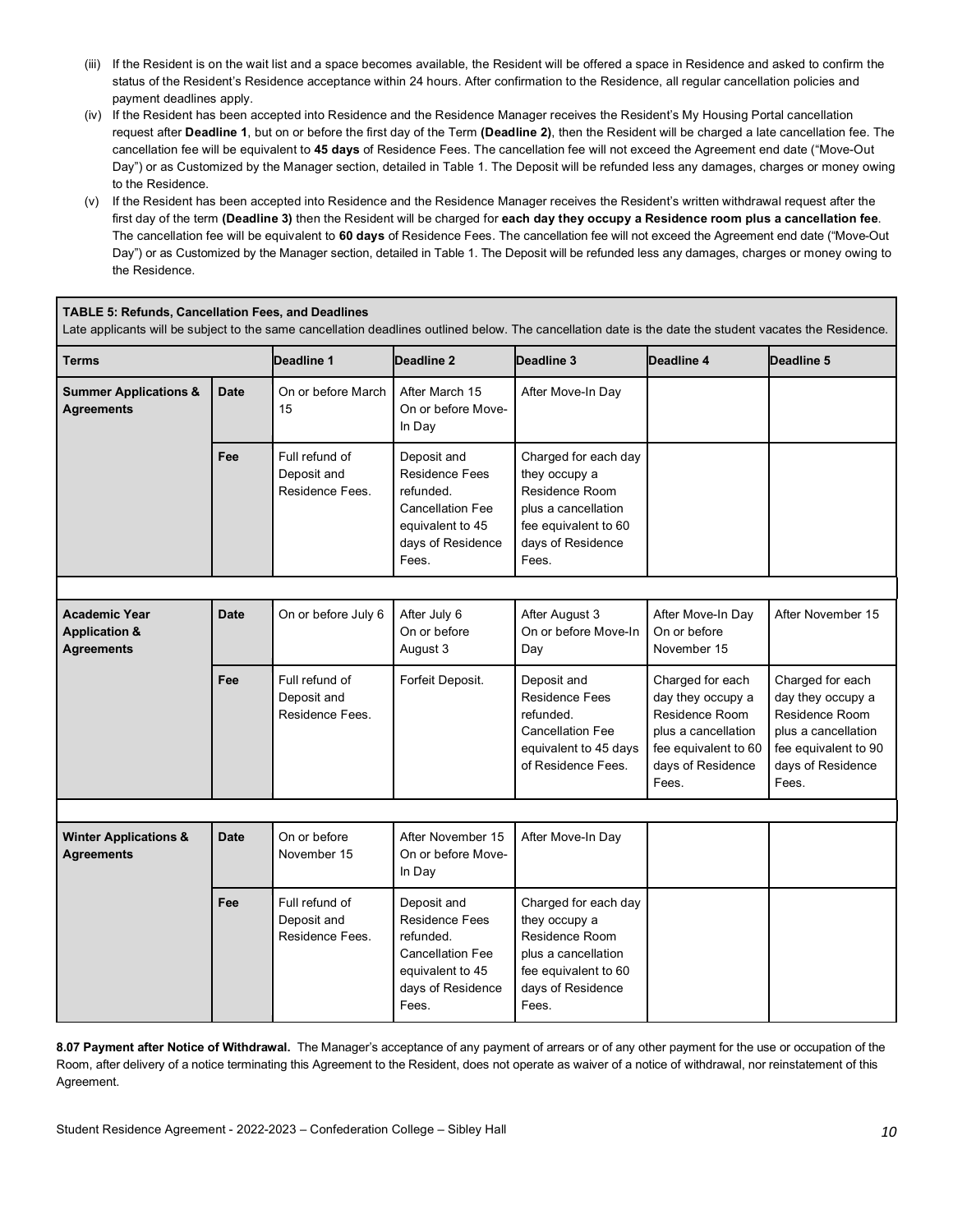(iii) If the Resident is on the wait list and a space becomes available, the Resident will be offered a space in Residence and asked to confirm the status of the Resident's Residence acceptance within 24 hours. After confirmation to the Residence, all regular cancellation policies and payment deadlines apply.

(iv) If the Resident has been accepted into Residence and the Residence Manager receives the Resident's My Housing Portal cancellation request after **Deadline 1**, but on or before the first day of the Term **(Deadline 2)**, then the Resident will be charged a late cancellation fee. The cancellation fee will be equivalent to **45 days** of Residence Fees. The cancellation fee will not exceed the Agreement end date ("Move-Out Day") or as Customized by the Manager section, detailed in Table 1. The Deposit will be refunded less any damages, charges or money owing to the Residence.

(v) If the Resident has been accepted into Residence and the Residence Manager receives the Resident's written withdrawal request after the first day of the term **(Deadline 3)** then the Resident will be charged for **each day they occupy a Residence room plus a cancellation fee**. The cancellation fee will be equivalent to **60 days** of Residence Fees. The cancellation fee will not exceed the Agreement end date ("Move-Out Day") or as Customized by the Manager section, detailed in Table 1. The Deposit will be refunded less any damages, charges or money owing to the Residence.

**TABLE 5: Refunds, Cancellation Fees, and Deadlines**

Late applicants will be subject to the same cancellation deadlines outlined below. The cancellation date is the date the student vacates the Residence.

| Terms | | Deadline 1 | Deadline 2 | Deadline 3 | Deadline 4 | Deadline 5 |
|---|---|---|---|---|---|---|
| **Summer Applications & Agreements** | **Date** | On or before March 15 | After March 15 On or before Move-In Day | After Move-In Day | | |
| | **Fee** | Full refund of Deposit and Residence Fees. | Deposit and Residence Fees refunded. Cancellation Fee equivalent to 45 days of Residence Fees. | Charged for each day they occupy a Residence Room plus a cancellation fee equivalent to 60 days of Residence Fees. | | |
| **Academic Year Application & Agreements** | **Date** | On or before July 6 | After July 6 On or before August 3 | After August 3 On or before Move-In Day | After Move-In Day On or before November 15 | After November 15 |
| | **Fee** | Full refund of Deposit and Residence Fees. | Forfeit Deposit. | Deposit and Residence Fees refunded. Cancellation Fee equivalent to 45 days of Residence Fees. | Charged for each day they occupy a Residence Room plus a cancellation fee equivalent to 60 days of Residence Fees. | Charged for each day they occupy a Residence Room plus a cancellation fee equivalent to 90 days of Residence Fees. |
| **Winter Applications & Agreements** | **Date** | On or before November 15 | After November 15 On or before Move-In Day | After Move-In Day | | |
| | **Fee** | Full refund of Deposit and Residence Fees. | Deposit and Residence Fees refunded. Cancellation Fee equivalent to 45 days of Residence Fees. | Charged for each day they occupy a Residence Room plus a cancellation fee equivalent to 60 days of Residence Fees. | | |

**8.07 Payment after Notice of Withdrawal.** The Manager's acceptance of any payment of arrears or of any other payment for the use or occupation of the Room, after delivery of a notice terminating this Agreement to the Resident, does not operate as waiver of a notice of withdrawal, nor reinstatement of this Agreement.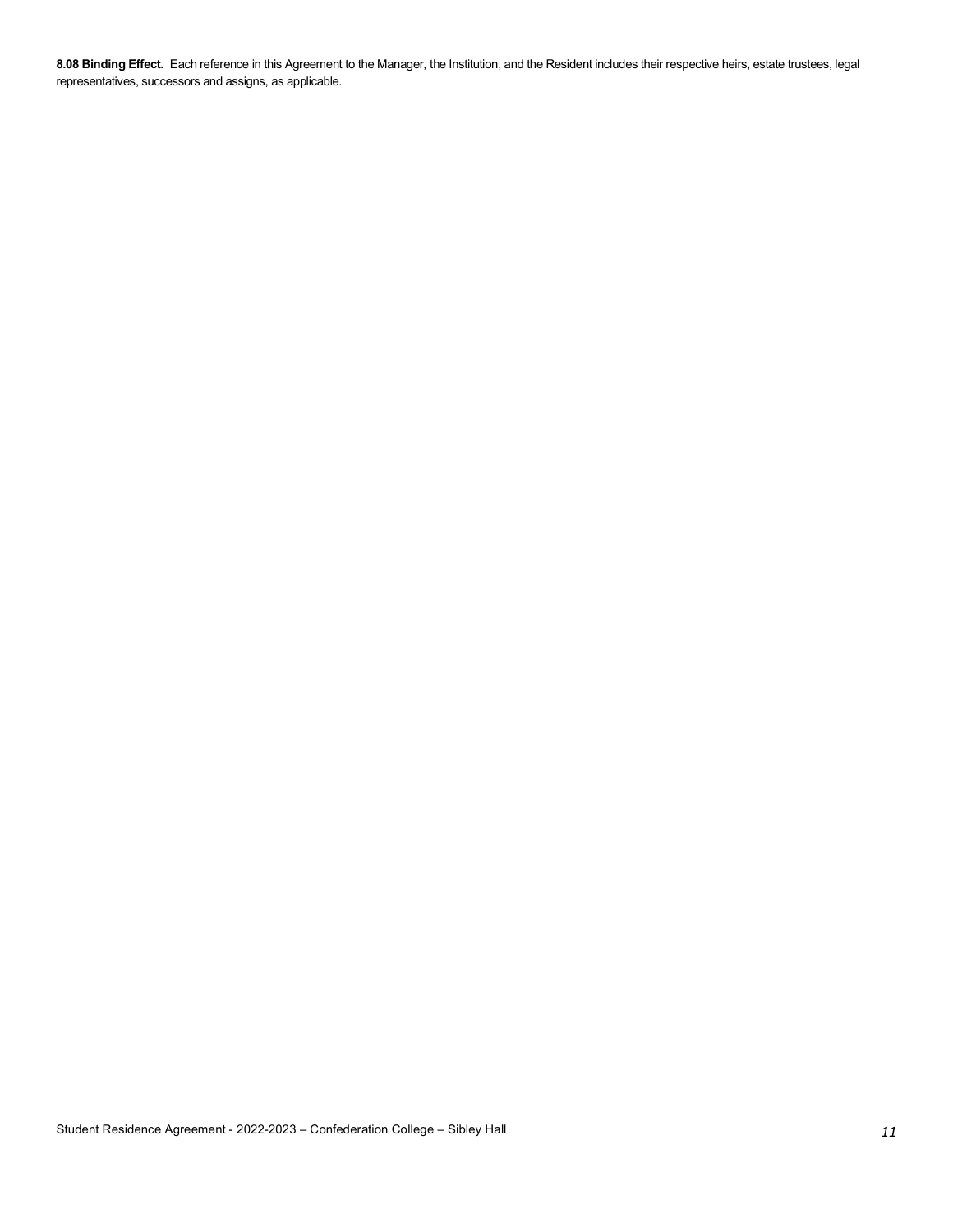**8.08 Binding Effect.** Each reference in this Agreement to the Manager, the Institution, and the Resident includes their respective heirs, estate trustees, legal representatives, successors and assigns, as applicable.